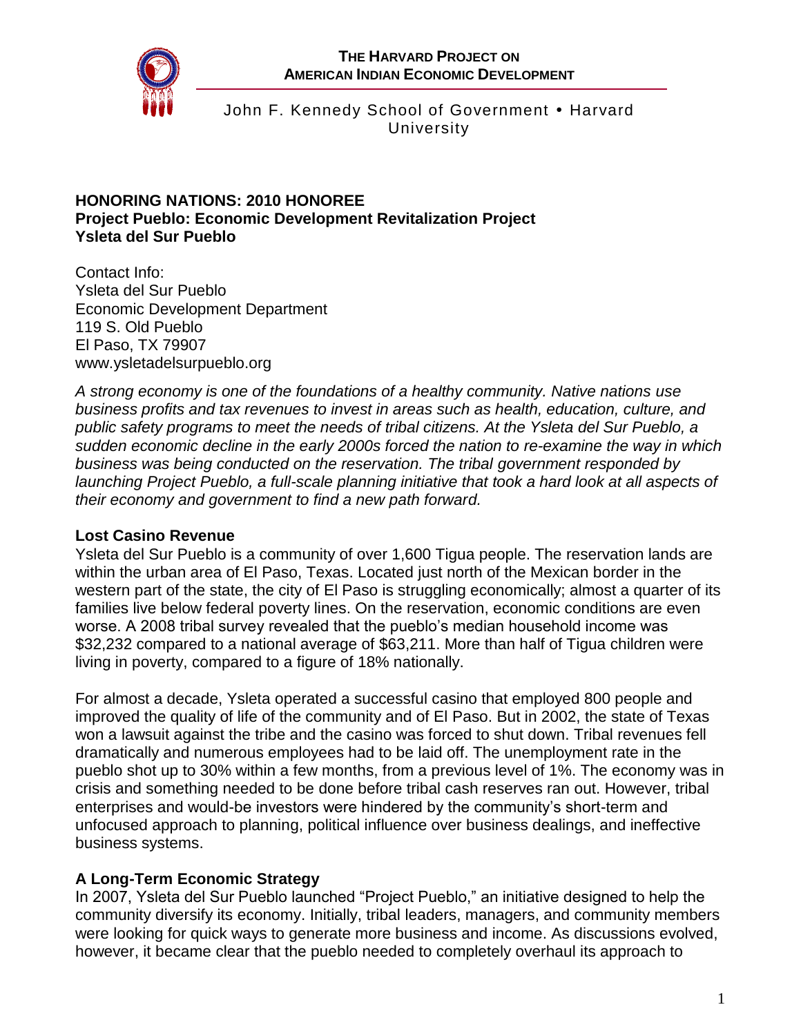**THE HARVARD PROJECT ON AMERICAN INDIAN ECONOMIC DEVELOPMENT**

John F. Kennedy School of Government • Harvard University

# HONORING NATIONS: 2010 HONOREE
## Project Pueblo: Economic Development Revitalization Project
## Ysleta del Sur Pueblo

Contact Info:
Ysleta del Sur Pueblo
Economic Development Department
119 S. Old Pueblo
El Paso, TX 79907
www.ysletadelsurpueblo.org

*A strong economy is one of the foundations of a healthy community. Native nations use business profits and tax revenues to invest in areas such as health, education, culture, and public safety programs to meet the needs of tribal citizens. At the Ysleta del Sur Pueblo, a sudden economic decline in the early 2000s forced the nation to re-examine the way in which business was being conducted on the reservation. The tribal government responded by launching Project Pueblo, a full-scale planning initiative that took a hard look at all aspects of their economy and government to find a new path forward.*

### Lost Casino Revenue

Ysleta del Sur Pueblo is a community of over 1,600 Tigua people. The reservation lands are within the urban area of El Paso, Texas. Located just north of the Mexican border in the western part of the state, the city of El Paso is struggling economically; almost a quarter of its families live below federal poverty lines. On the reservation, economic conditions are even worse. A 2008 tribal survey revealed that the pueblo's median household income was $32,232 compared to a national average of $63,211. More than half of Tigua children were living in poverty, compared to a figure of 18% nationally.

For almost a decade, Ysleta operated a successful casino that employed 800 people and improved the quality of life of the community and of El Paso. But in 2002, the state of Texas won a lawsuit against the tribe and the casino was forced to shut down. Tribal revenues fell dramatically and numerous employees had to be laid off. The unemployment rate in the pueblo shot up to 30% within a few months, from a previous level of 1%. The economy was in crisis and something needed to be done before tribal cash reserves ran out. However, tribal enterprises and would-be investors were hindered by the community's short-term and unfocused approach to planning, political influence over business dealings, and ineffective business systems.

### A Long-Term Economic Strategy

In 2007, Ysleta del Sur Pueblo launched "Project Pueblo," an initiative designed to help the community diversify its economy. Initially, tribal leaders, managers, and community members were looking for quick ways to generate more business and income. As discussions evolved, however, it became clear that the pueblo needed to completely overhaul its approach to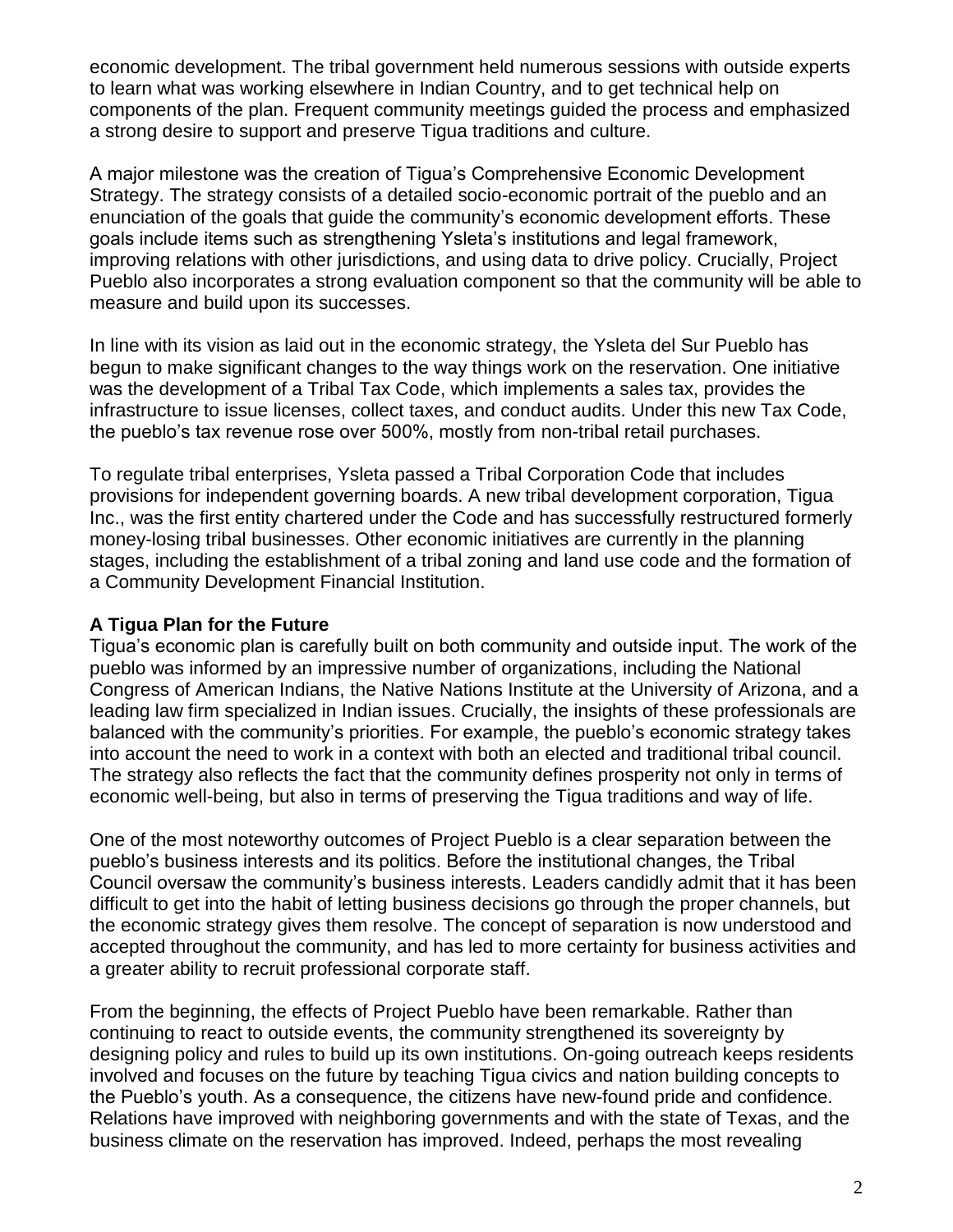economic development. The tribal government held numerous sessions with outside experts to learn what was working elsewhere in Indian Country, and to get technical help on components of the plan. Frequent community meetings guided the process and emphasized a strong desire to support and preserve Tigua traditions and culture.

A major milestone was the creation of Tigua's Comprehensive Economic Development Strategy. The strategy consists of a detailed socio-economic portrait of the pueblo and an enunciation of the goals that guide the community's economic development efforts. These goals include items such as strengthening Ysleta's institutions and legal framework, improving relations with other jurisdictions, and using data to drive policy. Crucially, Project Pueblo also incorporates a strong evaluation component so that the community will be able to measure and build upon its successes.

In line with its vision as laid out in the economic strategy, the Ysleta del Sur Pueblo has begun to make significant changes to the way things work on the reservation. One initiative was the development of a Tribal Tax Code, which implements a sales tax, provides the infrastructure to issue licenses, collect taxes, and conduct audits. Under this new Tax Code, the pueblo's tax revenue rose over 500%, mostly from non-tribal retail purchases.

To regulate tribal enterprises, Ysleta passed a Tribal Corporation Code that includes provisions for independent governing boards. A new tribal development corporation, Tigua Inc., was the first entity chartered under the Code and has successfully restructured formerly money-losing tribal businesses. Other economic initiatives are currently in the planning stages, including the establishment of a tribal zoning and land use code and the formation of a Community Development Financial Institution.

**A Tigua Plan for the Future**

Tigua's economic plan is carefully built on both community and outside input. The work of the pueblo was informed by an impressive number of organizations, including the National Congress of American Indians, the Native Nations Institute at the University of Arizona, and a leading law firm specialized in Indian issues. Crucially, the insights of these professionals are balanced with the community's priorities. For example, the pueblo's economic strategy takes into account the need to work in a context with both an elected and traditional tribal council. The strategy also reflects the fact that the community defines prosperity not only in terms of economic well-being, but also in terms of preserving the Tigua traditions and way of life.

One of the most noteworthy outcomes of Project Pueblo is a clear separation between the pueblo's business interests and its politics. Before the institutional changes, the Tribal Council oversaw the community's business interests. Leaders candidly admit that it has been difficult to get into the habit of letting business decisions go through the proper channels, but the economic strategy gives them resolve. The concept of separation is now understood and accepted throughout the community, and has led to more certainty for business activities and a greater ability to recruit professional corporate staff.

From the beginning, the effects of Project Pueblo have been remarkable. Rather than continuing to react to outside events, the community strengthened its sovereignty by designing policy and rules to build up its own institutions. On-going outreach keeps residents involved and focuses on the future by teaching Tigua civics and nation building concepts to the Pueblo's youth. As a consequence, the citizens have new-found pride and confidence. Relations have improved with neighboring governments and with the state of Texas, and the business climate on the reservation has improved. Indeed, perhaps the most revealing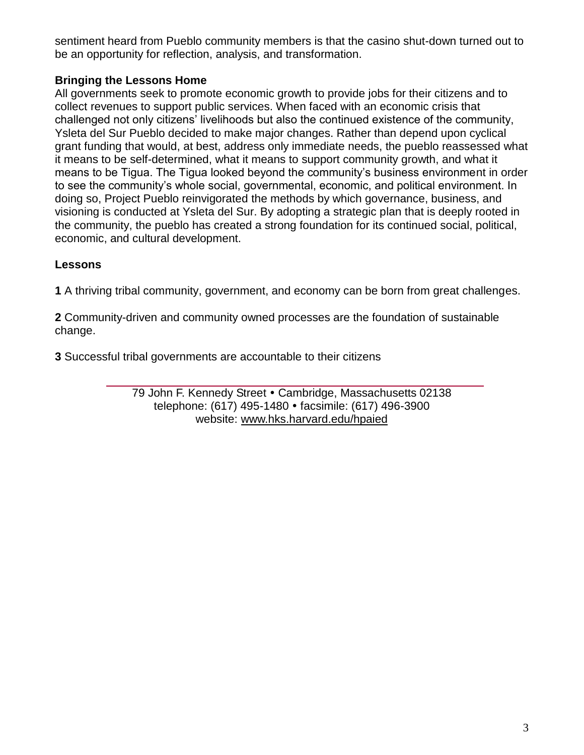sentiment heard from Pueblo community members is that the casino shut-down turned out to be an opportunity for reflection, analysis, and transformation.

**Bringing the Lessons Home**

All governments seek to promote economic growth to provide jobs for their citizens and to collect revenues to support public services. When faced with an economic crisis that challenged not only citizens' livelihoods but also the continued existence of the community, Ysleta del Sur Pueblo decided to make major changes. Rather than depend upon cyclical grant funding that would, at best, address only immediate needs, the pueblo reassessed what it means to be self-determined, what it means to support community growth, and what it means to be Tigua. The Tigua looked beyond the community's business environment in order to see the community's whole social, governmental, economic, and political environment. In doing so, Project Pueblo reinvigorated the methods by which governance, business, and visioning is conducted at Ysleta del Sur. By adopting a strategic plan that is deeply rooted in the community, the pueblo has created a strong foundation for its continued social, political, economic, and cultural development.

**Lessons**

**1** A thriving tribal community, government, and economy can be born from great challenges.

**2** Community-driven and community owned processes are the foundation of sustainable change.

**3** Successful tribal governments are accountable to their citizens

79 John F. Kennedy Street • Cambridge, Massachusetts 02138
telephone: (617) 495-1480 • facsimile: (617) 496-3900
website: www.hks.harvard.edu/hpaied